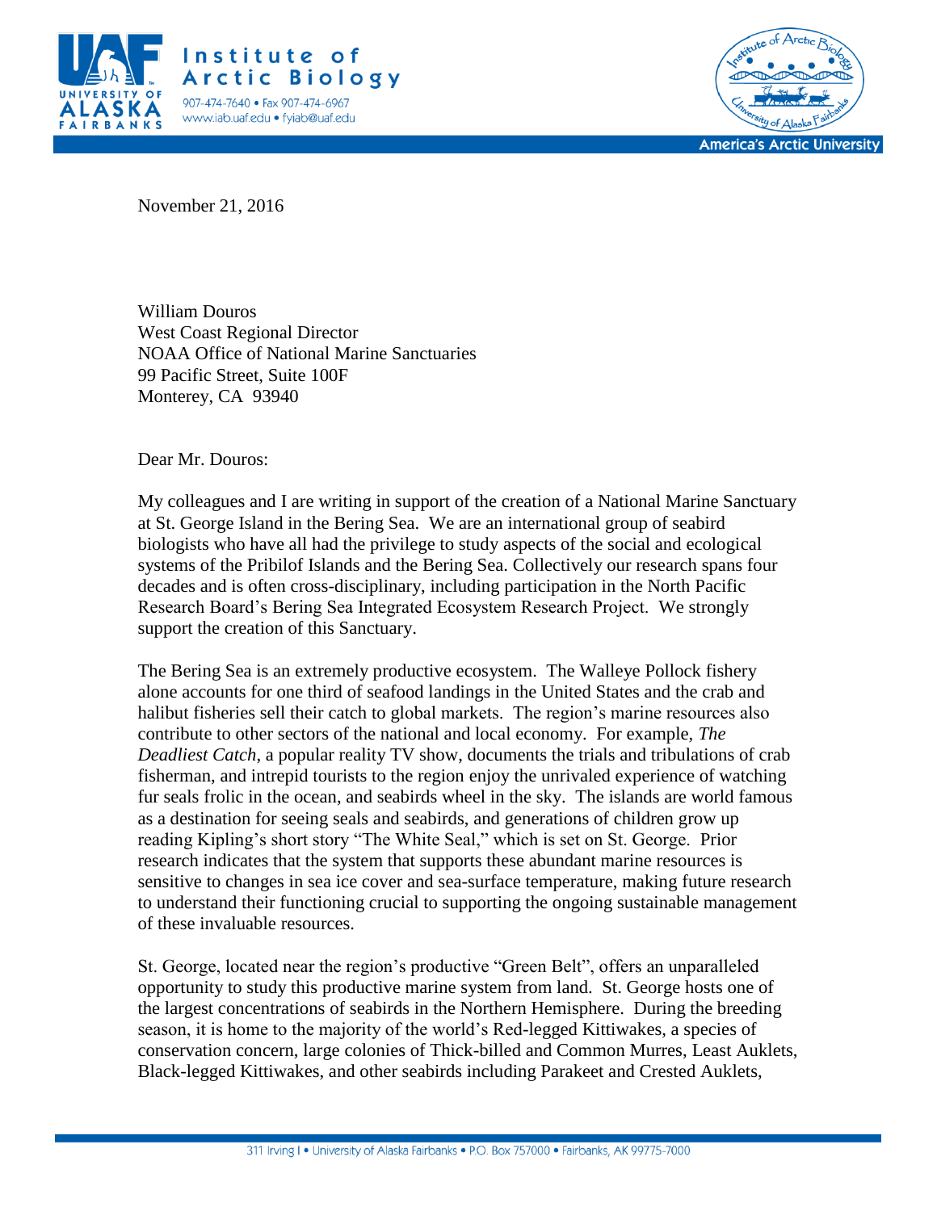**UAF** UNIVERSITY OF ALASKA FAIRBANKS

**Institute of Arctic Biology**

907-474-7640 • Fax 907-474-6967
www.iab.uaf.edu • fyiab@uaf.edu

America's Arctic University

November 21, 2016

William Douros
West Coast Regional Director
NOAA Office of National Marine Sanctuaries
99 Pacific Street, Suite 100F
Monterey, CA 93940

Dear Mr. Douros:

My colleagues and I are writing in support of the creation of a National Marine Sanctuary at St. George Island in the Bering Sea. We are an international group of seabird biologists who have all had the privilege to study aspects of the social and ecological systems of the Pribilof Islands and the Bering Sea. Collectively our research spans four decades and is often cross-disciplinary, including participation in the North Pacific Research Board's Bering Sea Integrated Ecosystem Research Project. We strongly support the creation of this Sanctuary.

The Bering Sea is an extremely productive ecosystem. The Walleye Pollock fishery alone accounts for one third of seafood landings in the United States and the crab and halibut fisheries sell their catch to global markets. The region's marine resources also contribute to other sectors of the national and local economy. For example, *The Deadliest Catch*, a popular reality TV show, documents the trials and tribulations of crab fisherman, and intrepid tourists to the region enjoy the unrivaled experience of watching fur seals frolic in the ocean, and seabirds wheel in the sky. The islands are world famous as a destination for seeing seals and seabirds, and generations of children grow up reading Kipling's short story "The White Seal," which is set on St. George. Prior research indicates that the system that supports these abundant marine resources is sensitive to changes in sea ice cover and sea-surface temperature, making future research to understand their functioning crucial to supporting the ongoing sustainable management of these invaluable resources.

St. George, located near the region's productive "Green Belt", offers an unparalleled opportunity to study this productive marine system from land. St. George hosts one of the largest concentrations of seabirds in the Northern Hemisphere. During the breeding season, it is home to the majority of the world's Red-legged Kittiwakes, a species of conservation concern, large colonies of Thick-billed and Common Murres, Least Auklets, Black-legged Kittiwakes, and other seabirds including Parakeet and Crested Auklets,

311 Irving I • University of Alaska Fairbanks • P.O. Box 757000 • Fairbanks, AK 99775-7000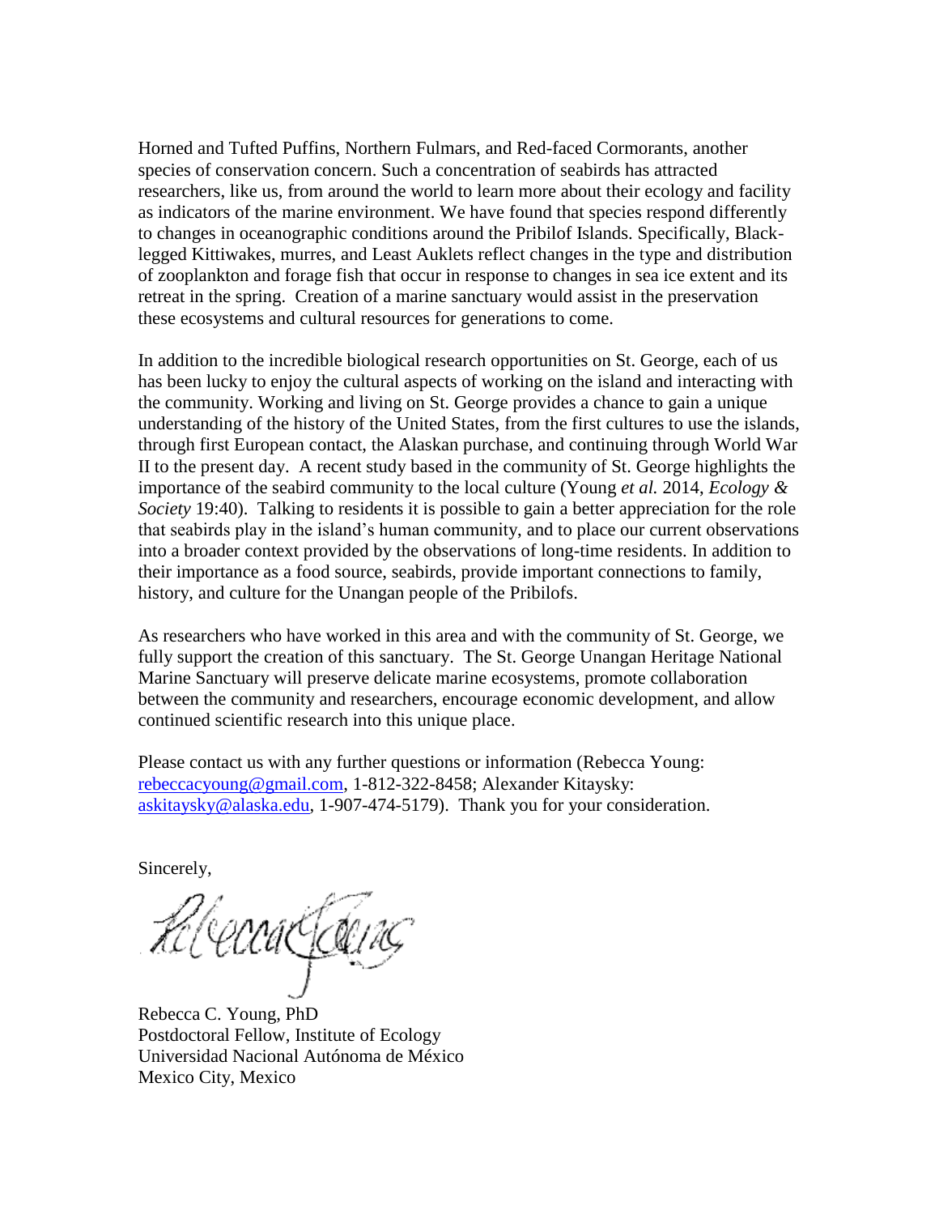Horned and Tufted Puffins, Northern Fulmars, and Red-faced Cormorants, another species of conservation concern. Such a concentration of seabirds has attracted researchers, like us, from around the world to learn more about their ecology and facility as indicators of the marine environment. We have found that species respond differently to changes in oceanographic conditions around the Pribilof Islands. Specifically, Black-legged Kittiwakes, murres, and Least Auklets reflect changes in the type and distribution of zooplankton and forage fish that occur in response to changes in sea ice extent and its retreat in the spring. Creation of a marine sanctuary would assist in the preservation these ecosystems and cultural resources for generations to come.

In addition to the incredible biological research opportunities on St. George, each of us has been lucky to enjoy the cultural aspects of working on the island and interacting with the community. Working and living on St. George provides a chance to gain a unique understanding of the history of the United States, from the first cultures to use the islands, through first European contact, the Alaskan purchase, and continuing through World War II to the present day. A recent study based in the community of St. George highlights the importance of the seabird community to the local culture (Young *et al.* 2014, *Ecology & Society* 19:40). Talking to residents it is possible to gain a better appreciation for the role that seabirds play in the island's human community, and to place our current observations into a broader context provided by the observations of long-time residents. In addition to their importance as a food source, seabirds, provide important connections to family, history, and culture for the Unangan people of the Pribilofs.

As researchers who have worked in this area and with the community of St. George, we fully support the creation of this sanctuary. The St. George Unangan Heritage National Marine Sanctuary will preserve delicate marine ecosystems, promote collaboration between the community and researchers, encourage economic development, and allow continued scientific research into this unique place.

Please contact us with any further questions or information (Rebecca Young: rebeccacyoung@gmail.com, 1-812-322-8458; Alexander Kitaysky: askitaysky@alaska.edu, 1-907-474-5179). Thank you for your consideration.

Sincerely,

Rebecca C. Young, PhD
Postdoctoral Fellow, Institute of Ecology
Universidad Nacional Autónoma de México
Mexico City, Mexico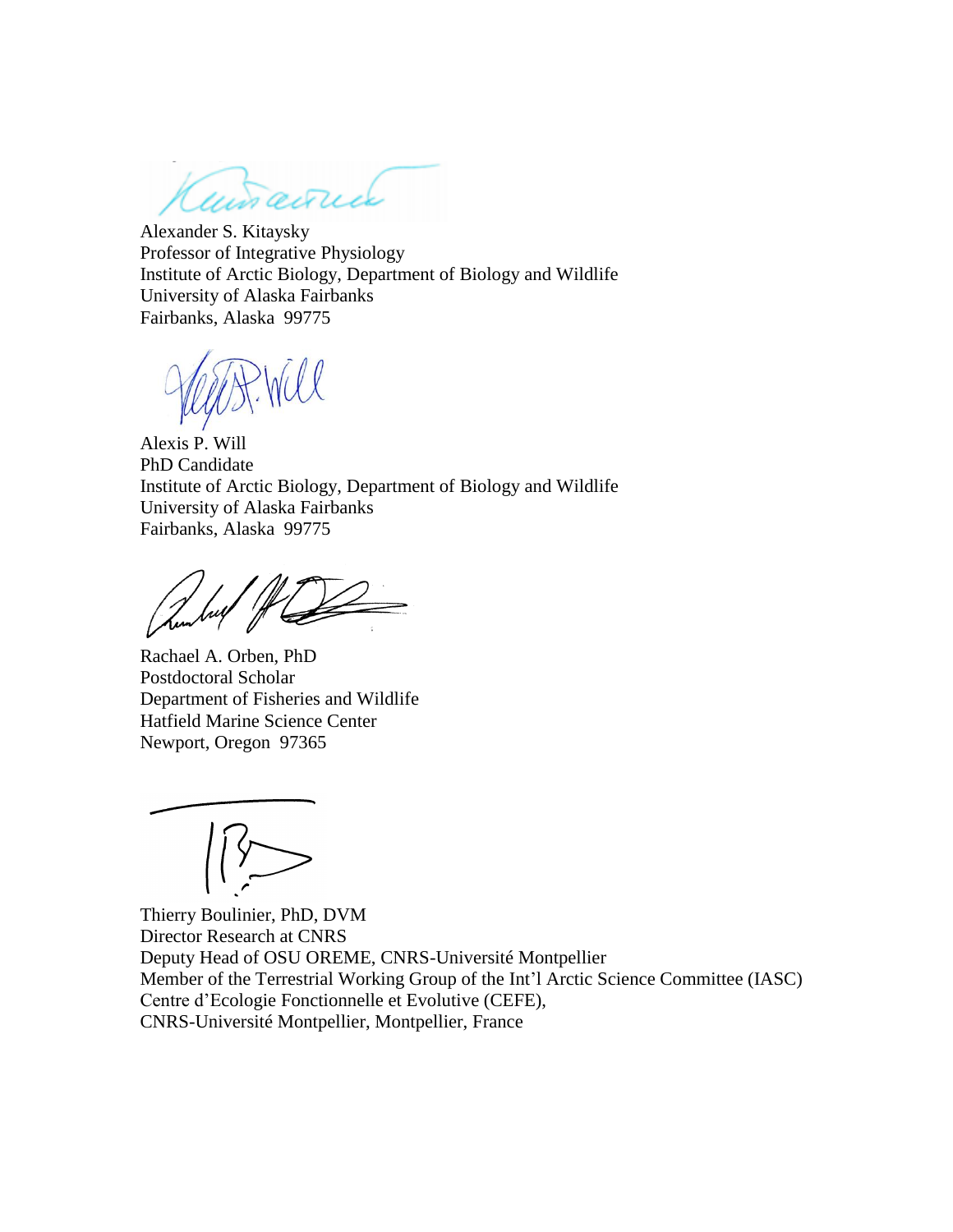Alexander S. Kitaysky
Professor of Integrative Physiology
Institute of Arctic Biology, Department of Biology and Wildlife
University of Alaska Fairbanks
Fairbanks, Alaska 99775

Alexis P. Will
PhD Candidate
Institute of Arctic Biology, Department of Biology and Wildlife
University of Alaska Fairbanks
Fairbanks, Alaska 99775

Rachael A. Orben, PhD
Postdoctoral Scholar
Department of Fisheries and Wildlife
Hatfield Marine Science Center
Newport, Oregon 97365

Thierry Boulinier, PhD, DVM
Director Research at CNRS
Deputy Head of OSU OREME, CNRS-Université Montpellier
Member of the Terrestrial Working Group of the Int'l Arctic Science Committee (IASC)
Centre d'Ecologie Fonctionnelle et Evolutive (CEFE),
CNRS-Université Montpellier, Montpellier, France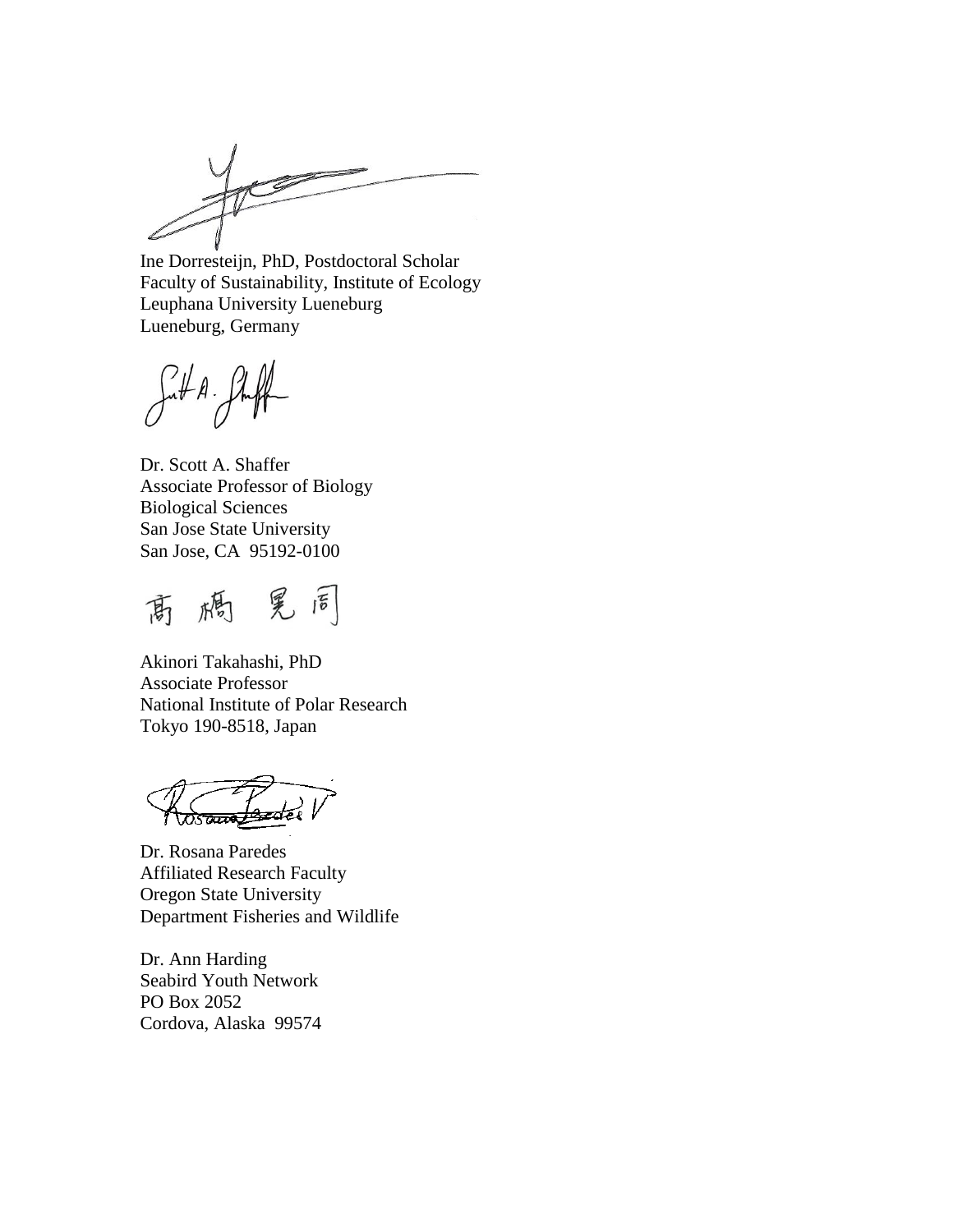Ine Dorresteijn, PhD, Postdoctoral Scholar
Faculty of Sustainability, Institute of Ecology
Leuphana University Lueneburg
Lueneburg, Germany

Dr. Scott A. Shaffer
Associate Professor of Biology
Biological Sciences
San Jose State University
San Jose, CA 95192-0100

高橋 晃周

Akinori Takahashi, PhD
Associate Professor
National Institute of Polar Research
Tokyo 190-8518, Japan

Dr. Rosana Paredes
Affiliated Research Faculty
Oregon State University
Department Fisheries and Wildlife

Dr. Ann Harding
Seabird Youth Network
PO Box 2052
Cordova, Alaska 99574